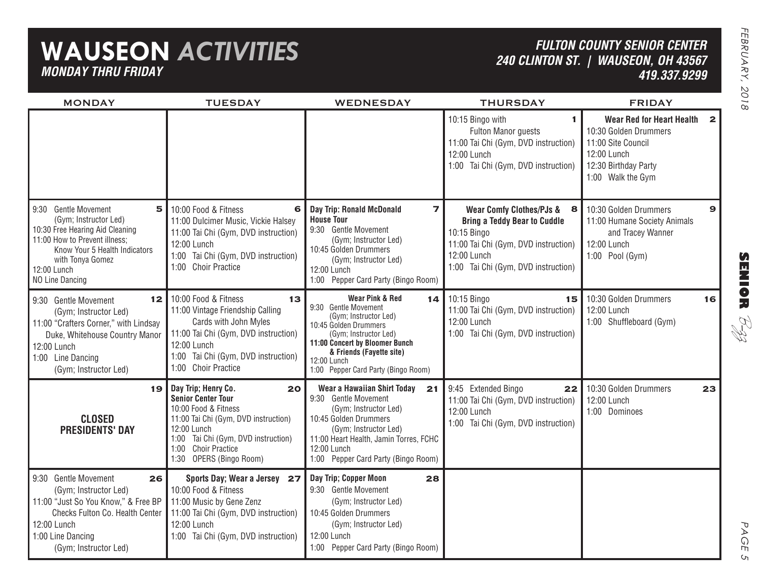# WAUSEON *ACTIVITIES*

***MONDAY THRU FRIDAY***

***FULTON COUNTY SENIOR CENTER***
***240 CLINTON ST. | WAUSEON, OH 43567***
***419.337.9299***

| MONDAY | TUESDAY | WEDNESDAY | THURSDAY | FRIDAY |
|---|---|---|---|---|
| | | | **1** 10:15 Bingo with Fulton Manor guests<br>11:00 Tai Chi (Gym, DVD instruction)<br>12:00 Lunch<br>1:00 Tai Chi (Gym, DVD instruction) | **2** **Wear Red for Heart Health**<br>10:30 Golden Drummers<br>11:00 Site Council<br>12:00 Lunch<br>12:30 Birthday Party<br>1:00 Walk the Gym |
| **5** 9:30 Gentle Movement (Gym; Instructor Led)<br>10:30 Free Hearing Aid Cleaning<br>11:00 How to Prevent illness; Know Your 5 Health Indicators with Tonya Gomez<br>12:00 Lunch<br>NO Line Dancing | **6** 10:00 Food & Fitness<br>11:00 Dulcimer Music, Vickie Halsey<br>11:00 Tai Chi (Gym, DVD instruction)<br>12:00 Lunch<br>1:00 Tai Chi (Gym, DVD instruction)<br>1:00 Choir Practice | **7** **Day Trip: Ronald McDonald House Tour**<br>9:30 Gentle Movement (Gym; Instructor Led)<br>10:45 Golden Drummers (Gym; Instructor Led)<br>12:00 Lunch<br>1:00 Pepper Card Party (Bingo Room) | **8** **Wear Comfy Clothes/PJs & Bring a Teddy Bear to Cuddle**<br>10:15 Bingo<br>11:00 Tai Chi (Gym, DVD instruction)<br>12:00 Lunch<br>1:00 Tai Chi (Gym, DVD instruction) | **9** 10:30 Golden Drummers<br>11:00 Humane Society Animals and Tracey Wanner<br>12:00 Lunch<br>1:00 Pool (Gym) |
| **12** 9:30 Gentle Movement (Gym; Instructor Led)<br>11:00 "Crafters Corner," with Lindsay Duke, Whitehouse Country Manor<br>12:00 Lunch<br>1:00 Line Dancing (Gym; Instructor Led) | **13** 10:00 Food & Fitness<br>11:00 Vintage Friendship Calling Cards with John Myles<br>11:00 Tai Chi (Gym, DVD instruction)<br>12:00 Lunch<br>1:00 Tai Chi (Gym, DVD instruction)<br>1:00 Choir Practice | **14** **Wear Pink & Red**<br>9:30 Gentle Movement (Gym; Instructor Led)<br>10:45 Golden Drummers (Gym; Instructor Led)<br>**11:00 Concert by Bloomer Bunch & Friends (Fayette site)**<br>12:00 Lunch<br>1:00 Pepper Card Party (Bingo Room) | **15** 10:15 Bingo<br>11:00 Tai Chi (Gym, DVD instruction)<br>12:00 Lunch<br>1:00 Tai Chi (Gym, DVD instruction) | **16** 10:30 Golden Drummers<br>12:00 Lunch<br>1:00 Shuffleboard (Gym) |
| **19** **CLOSED PRESIDENTS' DAY** | **20** **Day Trip; Henry Co. Senior Center Tour**<br>10:00 Food & Fitness<br>11:00 Tai Chi (Gym, DVD instruction)<br>12:00 Lunch<br>1:00 Tai Chi (Gym, DVD instruction)<br>1:00 Choir Practice<br>1:30 OPERS (Bingo Room) | **21** **Wear a Hawaiian Shirt Today**<br>9:30 Gentle Movement (Gym; Instructor Led)<br>10:45 Golden Drummers (Gym; Instructor Led)<br>11:00 Heart Health, Jamin Torres, FCHC<br>12:00 Lunch<br>1:00 Pepper Card Party (Bingo Room) | **22** 9:45 Extended Bingo<br>11:00 Tai Chi (Gym, DVD instruction)<br>12:00 Lunch<br>1:00 Tai Chi (Gym, DVD instruction) | **23** 10:30 Golden Drummers<br>12:00 Lunch<br>1:00 Dominoes |
| **26** 9:30 Gentle Movement (Gym; Instructor Led)<br>11:00 "Just So You Know," & Free BP Checks Fulton Co. Health Center<br>12:00 Lunch<br>1:00 Line Dancing (Gym; Instructor Led) | **27** **Sports Day; Wear a Jersey**<br>10:00 Food & Fitness<br>11:00 Music by Gene Zenz<br>11:00 Tai Chi (Gym, DVD instruction)<br>12:00 Lunch<br>1:00 Tai Chi (Gym, DVD instruction) | **28** **Day Trip; Copper Moon**<br>9:30 Gentle Movement (Gym; Instructor Led)<br>10:45 Golden Drummers (Gym; Instructor Led)<br>12:00 Lunch<br>1:00 Pepper Card Party (Bingo Room) | | |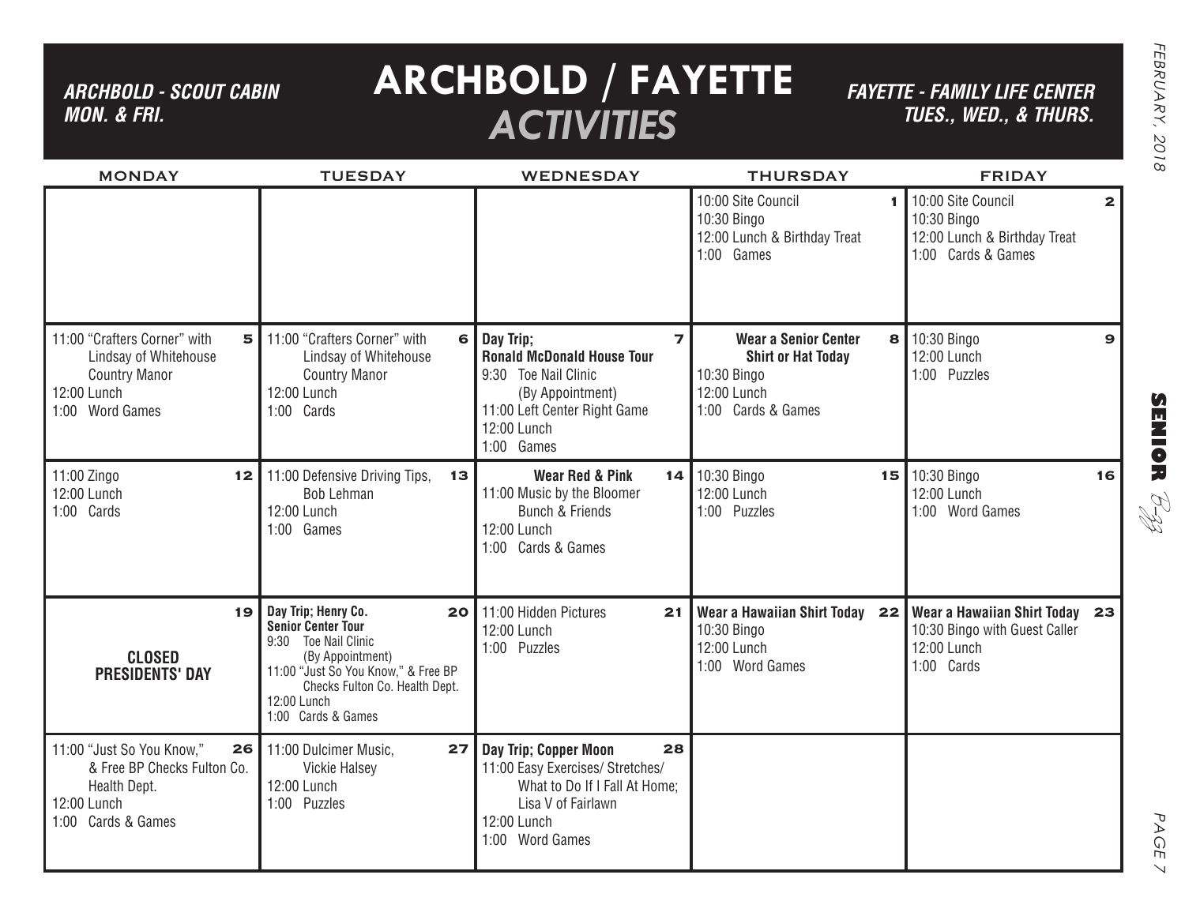# ARCHBOLD / FAYETTE *ACTIVITIES*

***ARCHBOLD - SCOUT CABIN***
***MON. & FRI.***

***FAYETTE - FAMILY LIFE CENTER***
***TUES., WED., & THURS.***

| MONDAY | TUESDAY | WEDNESDAY | THURSDAY | FRIDAY |
|---|---|---|---|---|
| | | | **1** 10:00 Site Council<br>10:30 Bingo<br>12:00 Lunch & Birthday Treat<br>1:00 Games | **2** 10:00 Site Council<br>10:30 Bingo<br>12:00 Lunch & Birthday Treat<br>1:00 Cards & Games |
| **5** 11:00 "Crafters Corner" with Lindsay of Whitehouse Country Manor<br>12:00 Lunch<br>1:00 Word Games | **6** 11:00 "Crafters Corner" with Lindsay of Whitehouse Country Manor<br>12:00 Lunch<br>1:00 Cards | **7** **Day Trip; Ronald McDonald House Tour**<br>9:30 Toe Nail Clinic (By Appointment)<br>11:00 Left Center Right Game<br>12:00 Lunch<br>1:00 Games | **8** **Wear a Senior Center Shirt or Hat Today**<br>10:30 Bingo<br>12:00 Lunch<br>1:00 Cards & Games | **9** 10:30 Bingo<br>12:00 Lunch<br>1:00 Puzzles |
| **12** 11:00 Zingo<br>12:00 Lunch<br>1:00 Cards | **13** 11:00 Defensive Driving Tips, Bob Lehman<br>12:00 Lunch<br>1:00 Games | **14** **Wear Red & Pink**<br>11:00 Music by the Bloomer Bunch & Friends<br>12:00 Lunch<br>1:00 Cards & Games | **15** 10:30 Bingo<br>12:00 Lunch<br>1:00 Puzzles | **16** 10:30 Bingo<br>12:00 Lunch<br>1:00 Word Games |
| **19** **CLOSED PRESIDENTS' DAY** | **20** **Day Trip; Henry Co. Senior Center Tour**<br>9:30 Toe Nail Clinic (By Appointment)<br>11:00 "Just So You Know," & Free BP Checks Fulton Co. Health Dept.<br>12:00 Lunch<br>1:00 Cards & Games | **21** 11:00 Hidden Pictures<br>12:00 Lunch<br>1:00 Puzzles | **22** **Wear a Hawaiian Shirt Today**<br>10:30 Bingo<br>12:00 Lunch<br>1:00 Word Games | **23** **Wear a Hawaiian Shirt Today**<br>10:30 Bingo with Guest Caller<br>12:00 Lunch<br>1:00 Cards |
| **26** 11:00 "Just So You Know," & Free BP Checks Fulton Co. Health Dept.<br>12:00 Lunch<br>1:00 Cards & Games | **27** 11:00 Dulcimer Music, Vickie Halsey<br>12:00 Lunch<br>1:00 Puzzles | **28** **Day Trip; Copper Moon**<br>11:00 Easy Exercises/ Stretches/ What to Do If I Fall At Home; Lisa V of Fairlawn<br>12:00 Lunch<br>1:00 Word Games | | |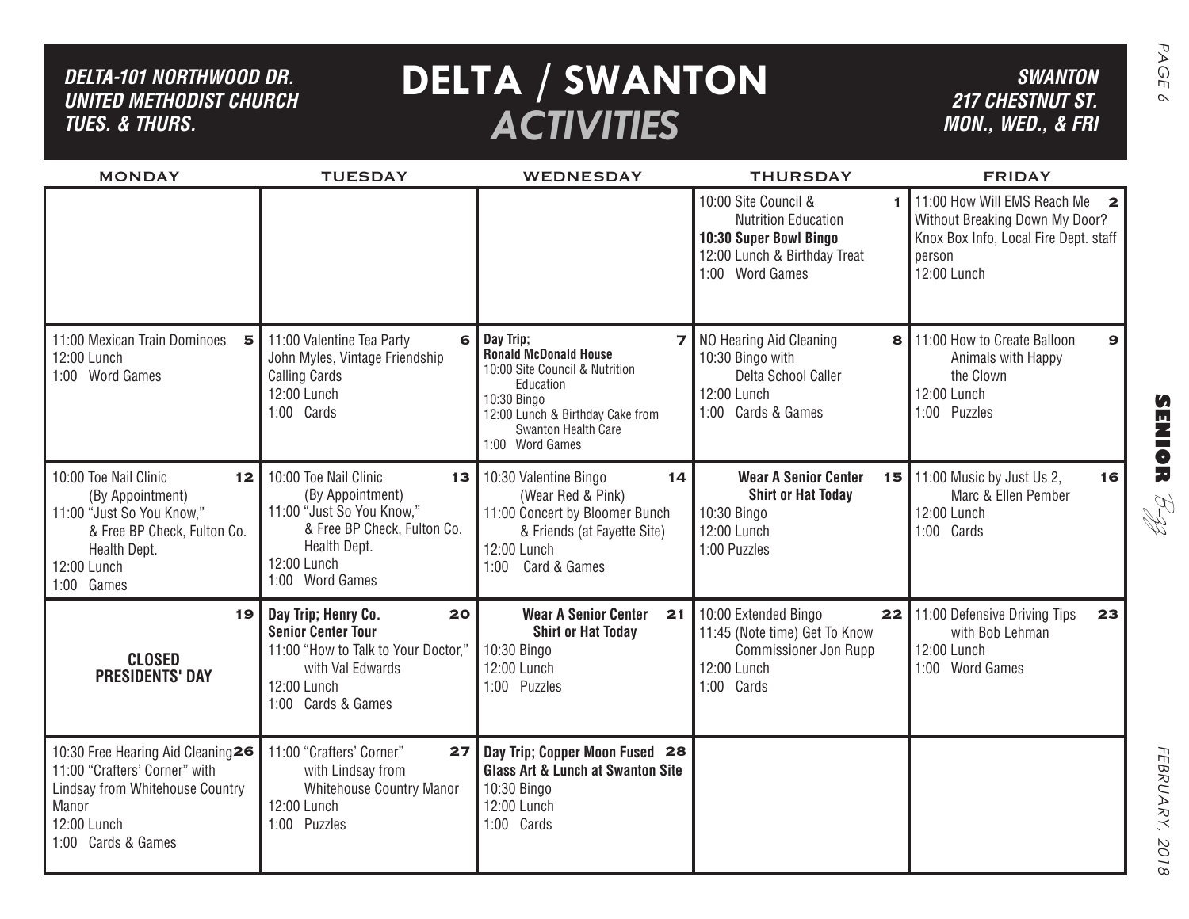DELTA-101 NORTHWOOD DR.
UNITED METHODIST CHURCH
TUES. & THURS.

# DELTA / SWANTON *ACTIVITIES*

SWANTON
217 CHESTNUT ST.
MON., WED., & FRI

| MONDAY | TUESDAY | WEDNESDAY | THURSDAY | FRIDAY |
|---|---|---|---|---|
| | | | **1** 10:00 Site Council & Nutrition Education<br>**10:30 Super Bowl Bingo**<br>12:00 Lunch & Birthday Treat<br>1:00 Word Games | **2** 11:00 How Will EMS Reach Me Without Breaking Down My Door? Knox Box Info, Local Fire Dept. staff person<br>12:00 Lunch |
| **5** 11:00 Mexican Train Dominoes<br>12:00 Lunch<br>1:00 Word Games | **6** 11:00 Valentine Tea Party John Myles, Vintage Friendship Calling Cards<br>12:00 Lunch<br>1:00 Cards | **7** **Day Trip; Ronald McDonald House**<br>10:00 Site Council & Nutrition Education<br>10:30 Bingo<br>12:00 Lunch & Birthday Cake from Swanton Health Care<br>1:00 Word Games | **8** NO Hearing Aid Cleaning<br>10:30 Bingo with Delta School Caller<br>12:00 Lunch<br>1:00 Cards & Games | **9** 11:00 How to Create Balloon Animals with Happy the Clown<br>12:00 Lunch<br>1:00 Puzzles |
| **12** 10:00 Toe Nail Clinic (By Appointment)<br>11:00 "Just So You Know," & Free BP Check, Fulton Co. Health Dept.<br>12:00 Lunch<br>1:00 Games | **13** 10:00 Toe Nail Clinic (By Appointment)<br>11:00 "Just So You Know," & Free BP Check, Fulton Co. Health Dept.<br>12:00 Lunch<br>1:00 Word Games | **14** 10:30 Valentine Bingo (Wear Red & Pink)<br>11:00 Concert by Bloomer Bunch & Friends (at Fayette Site)<br>12:00 Lunch<br>1:00 Card & Games | **15** **Wear A Senior Center Shirt or Hat Today**<br>10:30 Bingo<br>12:00 Lunch<br>1:00 Puzzles | **16** 11:00 Music by Just Us 2, Marc & Ellen Pember<br>12:00 Lunch<br>1:00 Cards |
| **19** **CLOSED PRESIDENTS' DAY** | **20** **Day Trip; Henry Co. Senior Center Tour**<br>11:00 "How to Talk to Your Doctor," with Val Edwards<br>12:00 Lunch<br>1:00 Cards & Games | **21** **Wear A Senior Center Shirt or Hat Today**<br>10:30 Bingo<br>12:00 Lunch<br>1:00 Puzzles | **22** 10:00 Extended Bingo<br>11:45 (Note time) Get To Know Commissioner Jon Rupp<br>12:00 Lunch<br>1:00 Cards | **23** 11:00 Defensive Driving Tips with Bob Lehman<br>12:00 Lunch<br>1:00 Word Games |
| **26** 10:30 Free Hearing Aid Cleaning<br>11:00 "Crafters' Corner" with Lindsay from Whitehouse Country Manor<br>12:00 Lunch<br>1:00 Cards & Games | **27** 11:00 "Crafters' Corner" with Lindsay from Whitehouse Country Manor<br>12:00 Lunch<br>1:00 Puzzles | **28** **Day Trip; Copper Moon Fused Glass Art & Lunch at Swanton Site**<br>10:30 Bingo<br>12:00 Lunch<br>1:00 Cards | | |